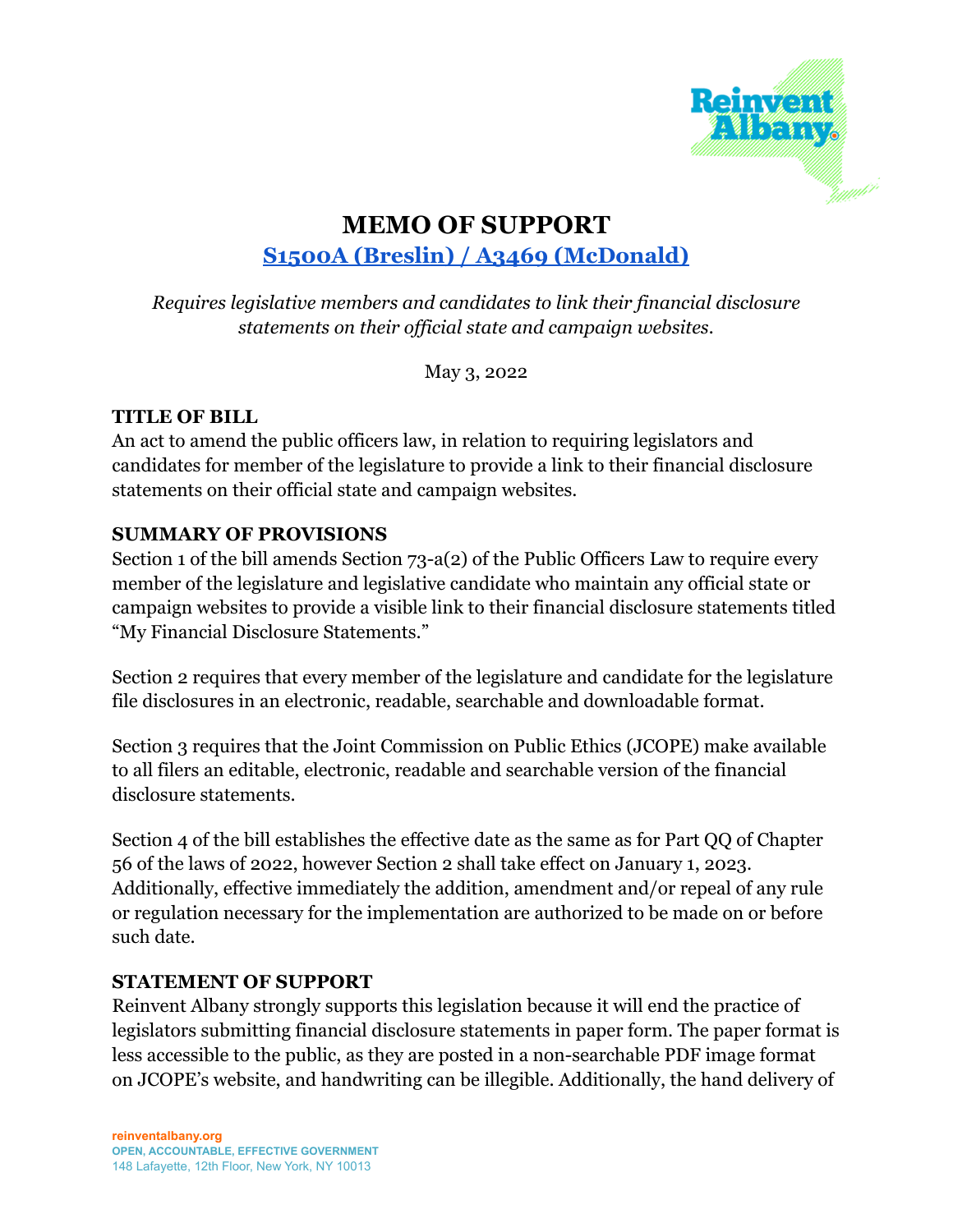# MEMO OF SUPPORT

## S1500A (Breslin) / A3469 (McDonald)

*Requires legislative members and candidates to link their financial disclosure statements on their official state and campaign websites.*

May 3, 2022

**TITLE OF BILL**

An act to amend the public officers law, in relation to requiring legislators and candidates for member of the legislature to provide a link to their financial disclosure statements on their official state and campaign websites.

**SUMMARY OF PROVISIONS**

Section 1 of the bill amends Section 73-a(2) of the Public Officers Law to require every member of the legislature and legislative candidate who maintain any official state or campaign websites to provide a visible link to their financial disclosure statements titled "My Financial Disclosure Statements."

Section 2 requires that every member of the legislature and candidate for the legislature file disclosures in an electronic, readable, searchable and downloadable format.

Section 3 requires that the Joint Commission on Public Ethics (JCOPE) make available to all filers an editable, electronic, readable and searchable version of the financial disclosure statements.

Section 4 of the bill establishes the effective date as the same as for Part QQ of Chapter 56 of the laws of 2022, however Section 2 shall take effect on January 1, 2023. Additionally, effective immediately the addition, amendment and/or repeal of any rule or regulation necessary for the implementation are authorized to be made on or before such date.

**STATEMENT OF SUPPORT**

Reinvent Albany strongly supports this legislation because it will end the practice of legislators submitting financial disclosure statements in paper form. The paper format is less accessible to the public, as they are posted in a non-searchable PDF image format on JCOPE's website, and handwriting can be illegible. Additionally, the hand delivery of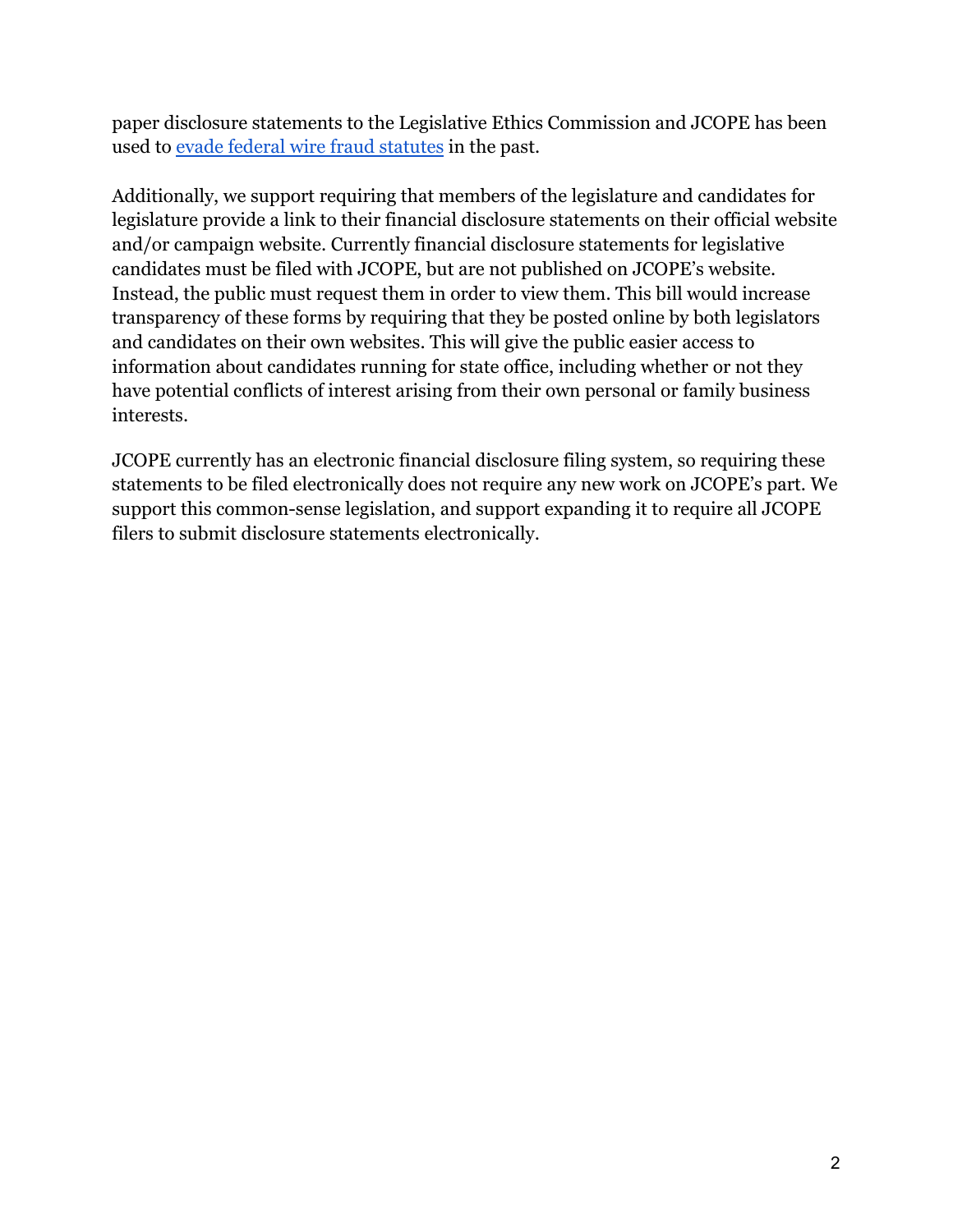paper disclosure statements to the Legislative Ethics Commission and JCOPE has been used to evade federal wire fraud statutes in the past.

Additionally, we support requiring that members of the legislature and candidates for legislature provide a link to their financial disclosure statements on their official website and/or campaign website. Currently financial disclosure statements for legislative candidates must be filed with JCOPE, but are not published on JCOPE's website. Instead, the public must request them in order to view them. This bill would increase transparency of these forms by requiring that they be posted online by both legislators and candidates on their own websites. This will give the public easier access to information about candidates running for state office, including whether or not they have potential conflicts of interest arising from their own personal or family business interests.

JCOPE currently has an electronic financial disclosure filing system, so requiring these statements to be filed electronically does not require any new work on JCOPE's part. We support this common-sense legislation, and support expanding it to require all JCOPE filers to submit disclosure statements electronically.